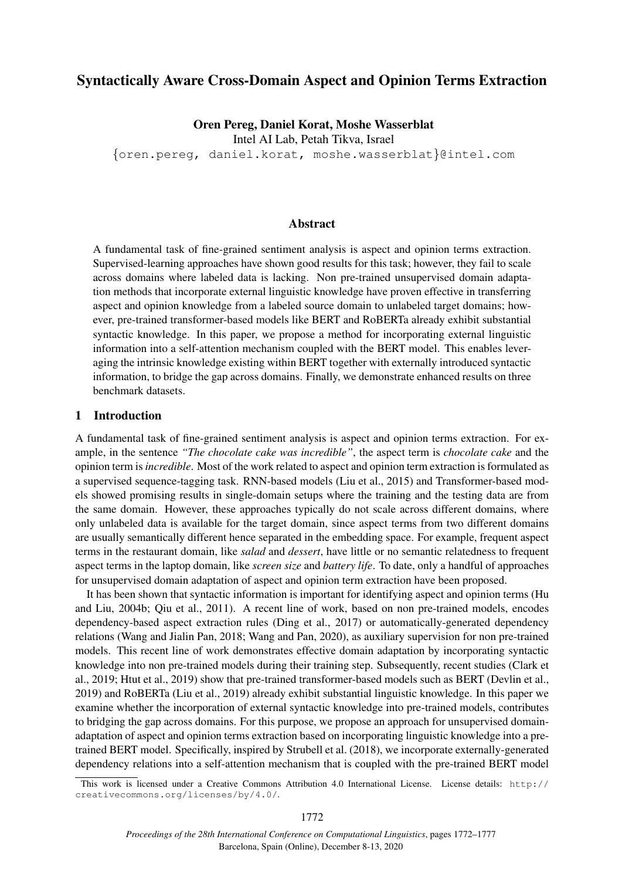# Syntactically Aware Cross-Domain Aspect and Opinion Terms Extraction

**Oren Pereg, Daniel Korat, Moshe Wasserblat**
Intel AI Lab, Petah Tikva, Israel
{oren.pereg, daniel.korat, moshe.wasserblat}@intel.com

## Abstract

A fundamental task of fine-grained sentiment analysis is aspect and opinion terms extraction. Supervised-learning approaches have shown good results for this task; however, they fail to scale across domains where labeled data is lacking. Non pre-trained unsupervised domain adaptation methods that incorporate external linguistic knowledge have proven effective in transferring aspect and opinion knowledge from a labeled source domain to unlabeled target domains; however, pre-trained transformer-based models like BERT and RoBERTa already exhibit substantial syntactic knowledge. In this paper, we propose a method for incorporating external linguistic information into a self-attention mechanism coupled with the BERT model. This enables leveraging the intrinsic knowledge existing within BERT together with externally introduced syntactic information, to bridge the gap across domains. Finally, we demonstrate enhanced results on three benchmark datasets.

## 1 Introduction

A fundamental task of fine-grained sentiment analysis is aspect and opinion terms extraction. For example, in the sentence *"The chocolate cake was incredible"*, the aspect term is *chocolate cake* and the opinion term is *incredible*. Most of the work related to aspect and opinion term extraction is formulated as a supervised sequence-tagging task. RNN-based models (Liu et al., 2015) and Transformer-based models showed promising results in single-domain setups where the training and the testing data are from the same domain. However, these approaches typically do not scale across different domains, where only unlabeled data is available for the target domain, since aspect terms from two different domains are usually semantically different hence separated in the embedding space. For example, frequent aspect terms in the restaurant domain, like *salad* and *dessert*, have little or no semantic relatedness to frequent aspect terms in the laptop domain, like *screen size* and *battery life*. To date, only a handful of approaches for unsupervised domain adaptation of aspect and opinion term extraction have been proposed.

It has been shown that syntactic information is important for identifying aspect and opinion terms (Hu and Liu, 2004b; Qiu et al., 2011). A recent line of work, based on non pre-trained models, encodes dependency-based aspect extraction rules (Ding et al., 2017) or automatically-generated dependency relations (Wang and Jialin Pan, 2018; Wang and Pan, 2020), as auxiliary supervision for non pre-trained models. This recent line of work demonstrates effective domain adaptation by incorporating syntactic knowledge into non pre-trained models during their training step. Subsequently, recent studies (Clark et al., 2019; Htut et al., 2019) show that pre-trained transformer-based models such as BERT (Devlin et al., 2019) and RoBERTa (Liu et al., 2019) already exhibit substantial linguistic knowledge. In this paper we examine whether the incorporation of external syntactic knowledge into pre-trained models, contributes to bridging the gap across domains. For this purpose, we propose an approach for unsupervised domain-adaptation of aspect and opinion terms extraction based on incorporating linguistic knowledge into a pre-trained BERT model. Specifically, inspired by Strubell et al. (2018), we incorporate externally-generated dependency relations into a self-attention mechanism that is coupled with the pre-trained BERT model

---

This work is licensed under a Creative Commons Attribution 4.0 International License. License details: http://creativecommons.org/licenses/by/4.0/.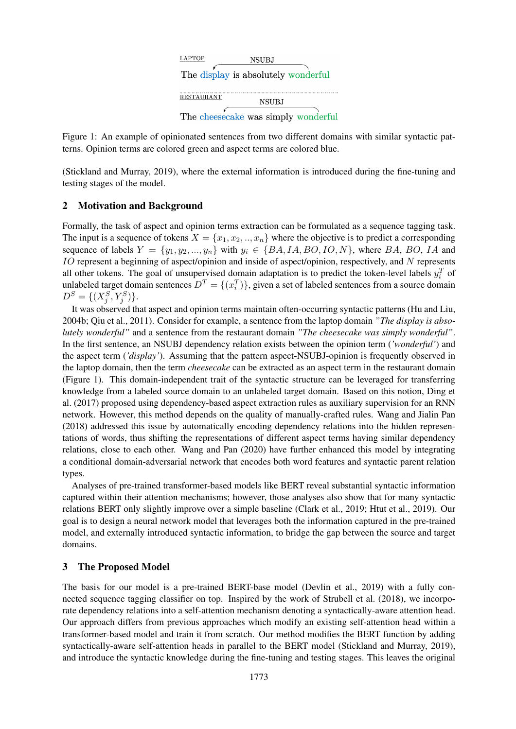LAPTOP NSUBJ

The display is absolutely wonderful

RESTAURANT NSUBJ

The cheesecake was simply wonderful

Figure 1: An example of opinionated sentences from two different domains with similar syntactic patterns. Opinion terms are colored green and aspect terms are colored blue.

(Stickland and Murray, 2019), where the external information is introduced during the fine-tuning and testing stages of the model.

## 2 Motivation and Background

Formally, the task of aspect and opinion terms extraction can be formulated as a sequence tagging task. The input is a sequence of tokens $X = \{x_1, x_2, .., x_n\}$ where the objective is to predict a corresponding sequence of labels $Y = \{y_1, y_2, ..., y_n\}$ with $y_i \in \{BA, IA, BO, IO, N\}$, where $BA$, $BO$, $IA$ and $IO$ represent a beginning of aspect/opinion and inside of aspect/opinion, respectively, and $N$ represents all other tokens. The goal of unsupervised domain adaptation is to predict the token-level labels $y_i^T$ of unlabeled target domain sentences $D^T = \{(x_i^T)\}$, given a set of labeled sentences from a source domain $D^S = \{(X_j^S, Y_j^S)\}$.

It was observed that aspect and opinion terms maintain often-occurring syntactic patterns (Hu and Liu, 2004b; Qiu et al., 2011). Consider for example, a sentence from the laptop domain *"The display is absolutely wonderful"* and a sentence from the restaurant domain *"The cheesecake was simply wonderful"*. In the first sentence, an NSUBJ dependency relation exists between the opinion term (*'wonderful'*) and the aspect term (*'display'*). Assuming that the pattern aspect-NSUBJ-opinion is frequently observed in the laptop domain, then the term *cheesecake* can be extracted as an aspect term in the restaurant domain (Figure 1). This domain-independent trait of the syntactic structure can be leveraged for transferring knowledge from a labeled source domain to an unlabeled target domain. Based on this notion, Ding et al. (2017) proposed using dependency-based aspect extraction rules as auxiliary supervision for an RNN network. However, this method depends on the quality of manually-crafted rules. Wang and Jialin Pan (2018) addressed this issue by automatically encoding dependency relations into the hidden representations of words, thus shifting the representations of different aspect terms having similar dependency relations, close to each other. Wang and Pan (2020) have further enhanced this model by integrating a conditional domain-adversarial network that encodes both word features and syntactic parent relation types.

Analyses of pre-trained transformer-based models like BERT reveal substantial syntactic information captured within their attention mechanisms; however, those analyses also show that for many syntactic relations BERT only slightly improve over a simple baseline (Clark et al., 2019; Htut et al., 2019). Our goal is to design a neural network model that leverages both the information captured in the pre-trained model, and externally introduced syntactic information, to bridge the gap between the source and target domains.

## 3 The Proposed Model

The basis for our model is a pre-trained BERT-base model (Devlin et al., 2019) with a fully connected sequence tagging classifier on top. Inspired by the work of Strubell et al. (2018), we incorporate dependency relations into a self-attention mechanism denoting a syntactically-aware attention head. Our approach differs from previous approaches which modify an existing self-attention head within a transformer-based model and train it from scratch. Our method modifies the BERT function by adding syntactically-aware self-attention heads in parallel to the BERT model (Stickland and Murray, 2019), and introduce the syntactic knowledge during the fine-tuning and testing stages. This leaves the original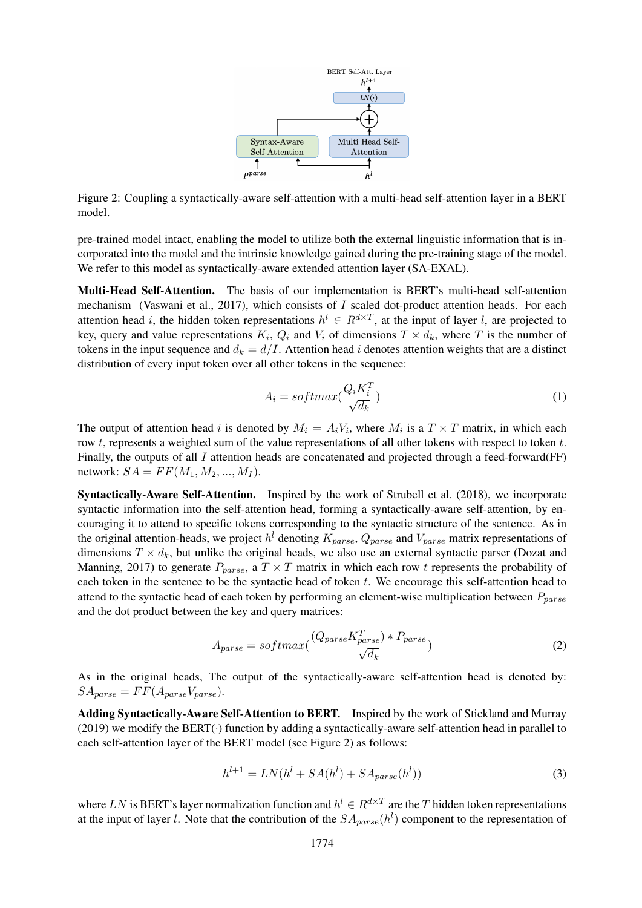Figure 2: Coupling a syntactically-aware self-attention with a multi-head self-attention layer in a BERT model.

pre-trained model intact, enabling the model to utilize both the external linguistic information that is incorporated into the model and the intrinsic knowledge gained during the pre-training stage of the model. We refer to this model as syntactically-aware extended attention layer (SA-EXAL).

**Multi-Head Self-Attention.** The basis of our implementation is BERT's multi-head self-attention mechanism (Vaswani et al., 2017), which consists of $I$ scaled dot-product attention heads. For each attention head $i$, the hidden token representations $h^l \in R^{d \times T}$, at the input of layer $l$, are projected to key, query and value representations $K_i$, $Q_i$ and $V_i$ of dimensions $T \times d_k$, where $T$ is the number of tokens in the input sequence and $d_k = d/I$. Attention head $i$ denotes attention weights that are a distinct distribution of every input token over all other tokens in the sequence:

$$A_i = softmax(\frac{Q_i K_i^T}{\sqrt{d_k}}) \tag{1}$$

The output of attention head $i$ is denoted by $M_i = A_i V_i$, where $M_i$ is a $T \times T$ matrix, in which each row $t$, represents a weighted sum of the value representations of all other tokens with respect to token $t$. Finally, the outputs of all $I$ attention heads are concatenated and projected through a feed-forward(FF) network: $SA = FF(M_1, M_2, ..., M_I)$.

**Syntactically-Aware Self-Attention.** Inspired by the work of Strubell et al. (2018), we incorporate syntactic information into the self-attention head, forming a syntactically-aware self-attention, by encouraging it to attend to specific tokens corresponding to the syntactic structure of the sentence. As in the original attention-heads, we project $h^l$ denoting $K_{parse}$, $Q_{parse}$ and $V_{parse}$ matrix representations of dimensions $T \times d_k$, but unlike the original heads, we also use an external syntactic parser (Dozat and Manning, 2017) to generate $P_{parse}$, a $T \times T$ matrix in which each row $t$ represents the probability of each token in the sentence to be the syntactic head of token $t$. We encourage this self-attention head to attend to the syntactic head of each token by performing an element-wise multiplication between $P_{parse}$ and the dot product between the key and query matrices:

$$A_{parse} = softmax(\frac{(Q_{parse} K_{parse}^T) * P_{parse}}{\sqrt{d_k}}) \tag{2}$$

As in the original heads, The output of the syntactically-aware self-attention head is denoted by: $SA_{parse} = FF(A_{parse} V_{parse})$.

**Adding Syntactically-Aware Self-Attention to BERT.** Inspired by the work of Stickland and Murray (2019) we modify the BERT($\cdot$) function by adding a syntactically-aware self-attention head in parallel to each self-attention layer of the BERT model (see Figure 2) as follows:

$$h^{l+1} = LN(h^l + SA(h^l) + SA_{parse}(h^l)) \tag{3}$$

where $LN$ is BERT's layer normalization function and $h^l \in R^{d \times T}$ are the $T$ hidden token representations at the input of layer $l$. Note that the contribution of the $SA_{parse}(h^l)$ component to the representation of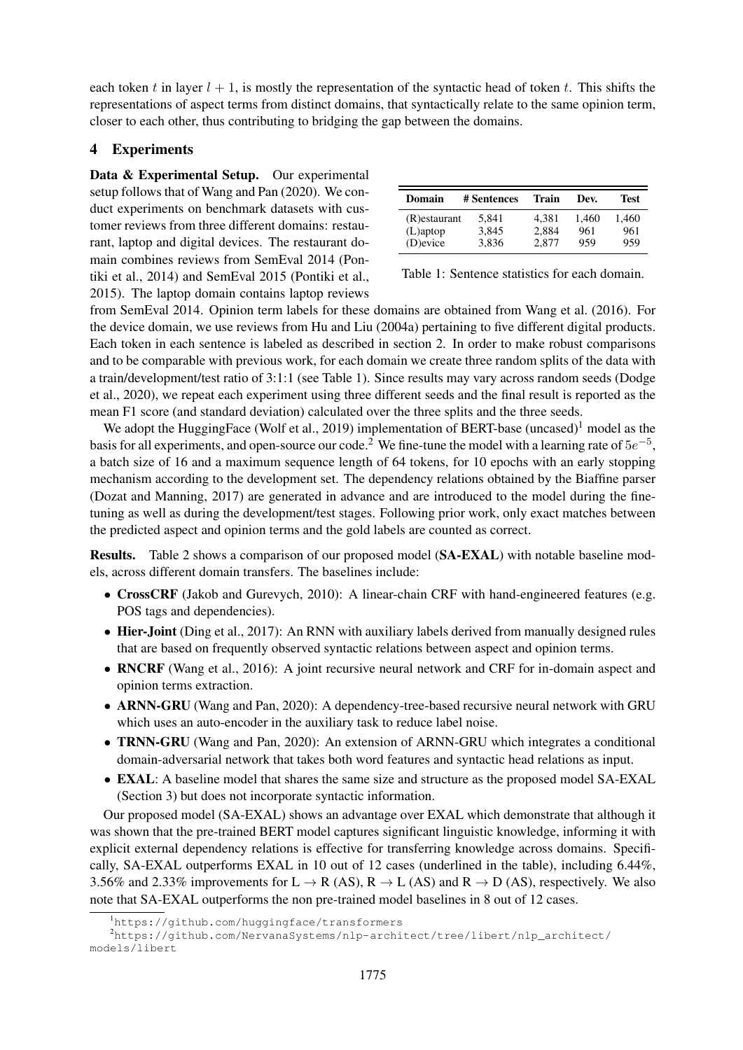each token $t$ in layer $l + 1$, is mostly the representation of the syntactic head of token $t$. This shifts the representations of aspect terms from distinct domains, that syntactically relate to the same opinion term, closer to each other, thus contributing to bridging the gap between the domains.

## 4 Experiments

**Data & Experimental Setup.** Our experimental setup follows that of Wang and Pan (2020). We conduct experiments on benchmark datasets with customer reviews from three different domains: restaurant, laptop and digital devices. The restaurant domain combines reviews from SemEval 2014 (Pontiki et al., 2014) and SemEval 2015 (Pontiki et al., 2015). The laptop domain contains laptop reviews from SemEval 2014. Opinion term labels for these domains are obtained from Wang et al. (2016). For the device domain, we use reviews from Hu and Liu (2004a) pertaining to five different digital products. Each token in each sentence is labeled as described in section 2. In order to make robust comparisons and to be comparable with previous work, for each domain we create three random splits of the data with a train/development/test ratio of 3:1:1 (see Table 1). Since results may vary across random seeds (Dodge et al., 2020), we repeat each experiment using three different seeds and the final result is reported as the mean F1 score (and standard deviation) calculated over the three splits and the three seeds.

| Domain | # Sentences | Train | Dev. | Test |
|---|---|---|---|---|
| (R)estaurant | 5,841 | 4,381 | 1,460 | 1,460 |
| (L)aptop | 3,845 | 2,884 | 961 | 961 |
| (D)evice | 3,836 | 2,877 | 959 | 959 |

Table 1: Sentence statistics for each domain.

We adopt the HuggingFace (Wolf et al., 2019) implementation of BERT-base (uncased)[1] model as the basis for all experiments, and open-source our code.[2] We fine-tune the model with a learning rate of $5e^{-5}$, a batch size of 16 and a maximum sequence length of 64 tokens, for 10 epochs with an early stopping mechanism according to the development set. The dependency relations obtained by the Biaffine parser (Dozat and Manning, 2017) are generated in advance and are introduced to the model during the fine-tuning as well as during the development/test stages. Following prior work, only exact matches between the predicted aspect and opinion terms and the gold labels are counted as correct.

**Results.** Table 2 shows a comparison of our proposed model (**SA-EXAL**) with notable baseline models, across different domain transfers. The baselines include:

- **CrossCRF** (Jakob and Gurevych, 2010): A linear-chain CRF with hand-engineered features (e.g. POS tags and dependencies).
- **Hier-Joint** (Ding et al., 2017): An RNN with auxiliary labels derived from manually designed rules that are based on frequently observed syntactic relations between aspect and opinion terms.
- **RNCRF** (Wang et al., 2016): A joint recursive neural network and CRF for in-domain aspect and opinion terms extraction.
- **ARNN-GRU** (Wang and Pan, 2020): A dependency-tree-based recursive neural network with GRU which uses an auto-encoder in the auxiliary task to reduce label noise.
- **TRNN-GRU** (Wang and Pan, 2020): An extension of ARNN-GRU which integrates a conditional domain-adversarial network that takes both word features and syntactic head relations as input.
- **EXAL**: A baseline model that shares the same size and structure as the proposed model SA-EXAL (Section 3) but does not incorporate syntactic information.

Our proposed model (SA-EXAL) shows an advantage over EXAL which demonstrate that although it was shown that the pre-trained BERT model captures significant linguistic knowledge, informing it with explicit external dependency relations is effective for transferring knowledge across domains. Specifically, SA-EXAL outperforms EXAL in 10 out of 12 cases (underlined in the table), including 6.44%, 3.56% and 2.33% improvements for L → R (AS), R → L (AS) and R → D (AS), respectively. We also note that SA-EXAL outperforms the non pre-trained model baselines in 8 out of 12 cases.

[1] https://github.com/huggingface/transformers

[2] https://github.com/NervanaSystems/nlp-architect/tree/libert/nlp_architect/models/libert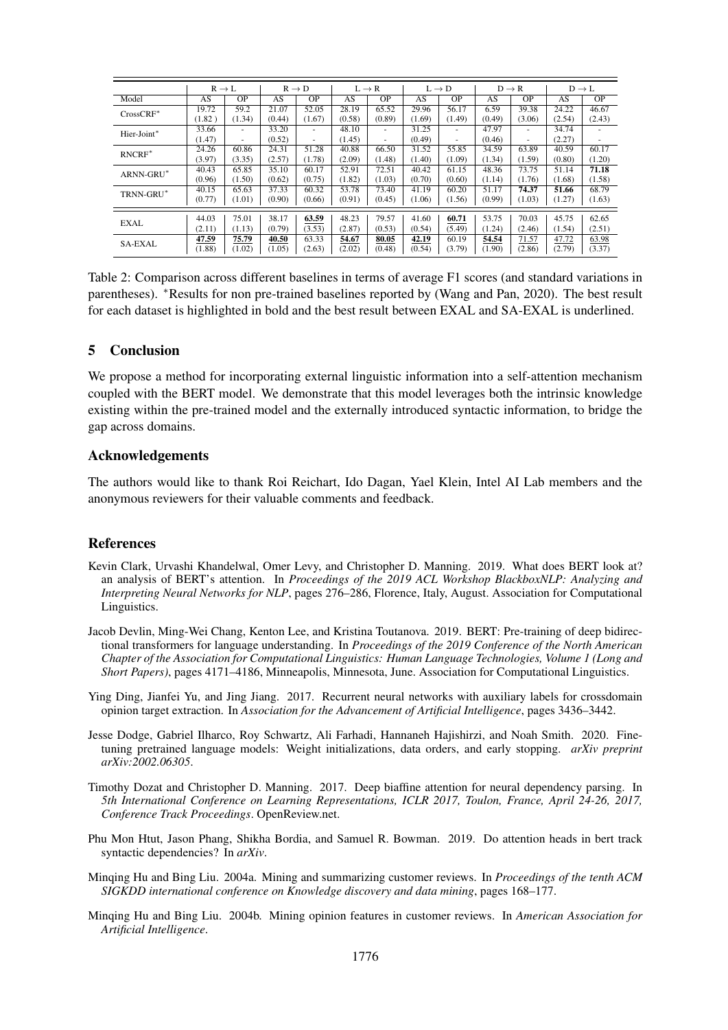| | R → L | | R → D | | L → R | | L → D | | D → R | | D → L | |
|---|---|---|---|---|---|---|---|---|---|---|---|---|
| Model | AS | OP | AS | OP | AS | OP | AS | OP | AS | OP | AS | OP |
| CrossCRF* | 19.72<br>(1.82 ) | 59.2<br>(1.34) | 21.07<br>(0.44) | 52.05<br>(1.67) | 28.19<br>(0.58) | 65.52<br>(0.89) | 29.96<br>(1.69) | 56.17<br>(1.49) | 6.59<br>(0.49) | 39.38<br>(3.06) | 24.22<br>(2.54) | 46.67<br>(2.43) |
| Hier-Joint* | 33.66<br>(1.47) | -<br>- | 33.20<br>(0.52) | -<br>- | 48.10<br>(1.45) | -<br>- | 31.25<br>(0.49) | -<br>- | 47.97<br>(0.46) | -<br>- | 34.74<br>(2.27) | -<br>- |
| RNCRF* | 24.26<br>(3.97) | 60.86<br>(3.35) | 24.31<br>(2.57) | 51.28<br>(1.78) | 40.88<br>(2.09) | 66.50<br>(1.48) | 31.52<br>(1.40) | 55.85<br>(1.09) | 34.59<br>(1.34) | 63.89<br>(1.59) | 40.59<br>(0.80) | 60.17<br>(1.20) |
| ARNN-GRU* | 40.43<br>(0.96) | 65.85<br>(1.50) | 35.10<br>(0.62) | 60.17<br>(0.75) | 52.91<br>(1.82) | 72.51<br>(1.03) | 40.42<br>(0.70) | 61.15<br>(0.60) | 48.36<br>(1.14) | 73.75<br>(1.76) | 51.14<br>(1.68) | **71.18**<br>(1.58) |
| TRNN-GRU* | 40.15<br>(0.77) | 65.63<br>(1.01) | 37.33<br>(0.90) | 60.32<br>(0.66) | 53.78<br>(0.91) | 73.40<br>(0.45) | 41.19<br>(1.06) | 60.20<br>(1.56) | 51.17<br>(0.99) | **74.37**<br>(1.03) | **51.66**<br>(1.27) | 68.79<br>(1.63) |
| EXAL | 44.03<br>(2.11) | 75.01<br>(1.13) | 38.17<br>(0.79) | **<u>63.59</u>**<br>(3.53) | 48.23<br>(2.87) | 79.57<br>(0.53) | 41.60<br>(0.54) | **<u>60.71</u>**<br>(5.49) | 53.75<br>(1.24) | 70.03<br>(2.46) | 45.75<br>(1.54) | 62.65<br>(2.51) |
| SA-EXAL | **<u>47.59</u>**<br>(1.88) | **<u>75.79</u>**<br>(1.02) | **<u>40.50</u>**<br>(1.05) | 63.33<br>(2.63) | **<u>54.67</u>**<br>(2.02) | **<u>80.05</u>**<br>(0.48) | **<u>42.19</u>**<br>(0.54) | 60.19<br>(3.79) | **<u>54.54</u>**<br>(1.90) | <u>71.57</u><br>(2.86) | <u>47.72</u><br>(2.79) | <u>63.98</u><br>(3.37) |

Table 2: Comparison across different baselines in terms of average F1 scores (and standard variations in parentheses). *Results for non pre-trained baselines reported by (Wang and Pan, 2020). The best result for each dataset is highlighted in bold and the best result between EXAL and SA-EXAL is underlined.

## 5 Conclusion

We propose a method for incorporating external linguistic information into a self-attention mechanism coupled with the BERT model. We demonstrate that this model leverages both the intrinsic knowledge existing within the pre-trained model and the externally introduced syntactic information, to bridge the gap across domains.

## Acknowledgements

The authors would like to thank Roi Reichart, Ido Dagan, Yael Klein, Intel AI Lab members and the anonymous reviewers for their valuable comments and feedback.

## References

Kevin Clark, Urvashi Khandelwal, Omer Levy, and Christopher D. Manning. 2019. What does BERT look at? an analysis of BERT's attention. In *Proceedings of the 2019 ACL Workshop BlackboxNLP: Analyzing and Interpreting Neural Networks for NLP*, pages 276–286, Florence, Italy, August. Association for Computational Linguistics.

Jacob Devlin, Ming-Wei Chang, Kenton Lee, and Kristina Toutanova. 2019. BERT: Pre-training of deep bidirectional transformers for language understanding. In *Proceedings of the 2019 Conference of the North American Chapter of the Association for Computational Linguistics: Human Language Technologies, Volume 1 (Long and Short Papers)*, pages 4171–4186, Minneapolis, Minnesota, June. Association for Computational Linguistics.

Ying Ding, Jianfei Yu, and Jing Jiang. 2017. Recurrent neural networks with auxiliary labels for crossdomain opinion target extraction. In *Association for the Advancement of Artificial Intelligence*, pages 3436–3442.

Jesse Dodge, Gabriel Ilharco, Roy Schwartz, Ali Farhadi, Hannaneh Hajishirzi, and Noah Smith. 2020. Fine-tuning pretrained language models: Weight initializations, data orders, and early stopping. *arXiv preprint arXiv:2002.06305*.

Timothy Dozat and Christopher D. Manning. 2017. Deep biaffine attention for neural dependency parsing. In *5th International Conference on Learning Representations, ICLR 2017, Toulon, France, April 24-26, 2017, Conference Track Proceedings*. OpenReview.net.

Phu Mon Htut, Jason Phang, Shikha Bordia, and Samuel R. Bowman. 2019. Do attention heads in bert track syntactic dependencies? In *arXiv*.

Minqing Hu and Bing Liu. 2004a. Mining and summarizing customer reviews. In *Proceedings of the tenth ACM SIGKDD international conference on Knowledge discovery and data mining*, pages 168–177.

Minqing Hu and Bing Liu. 2004b. Mining opinion features in customer reviews. In *American Association for Artificial Intelligence*.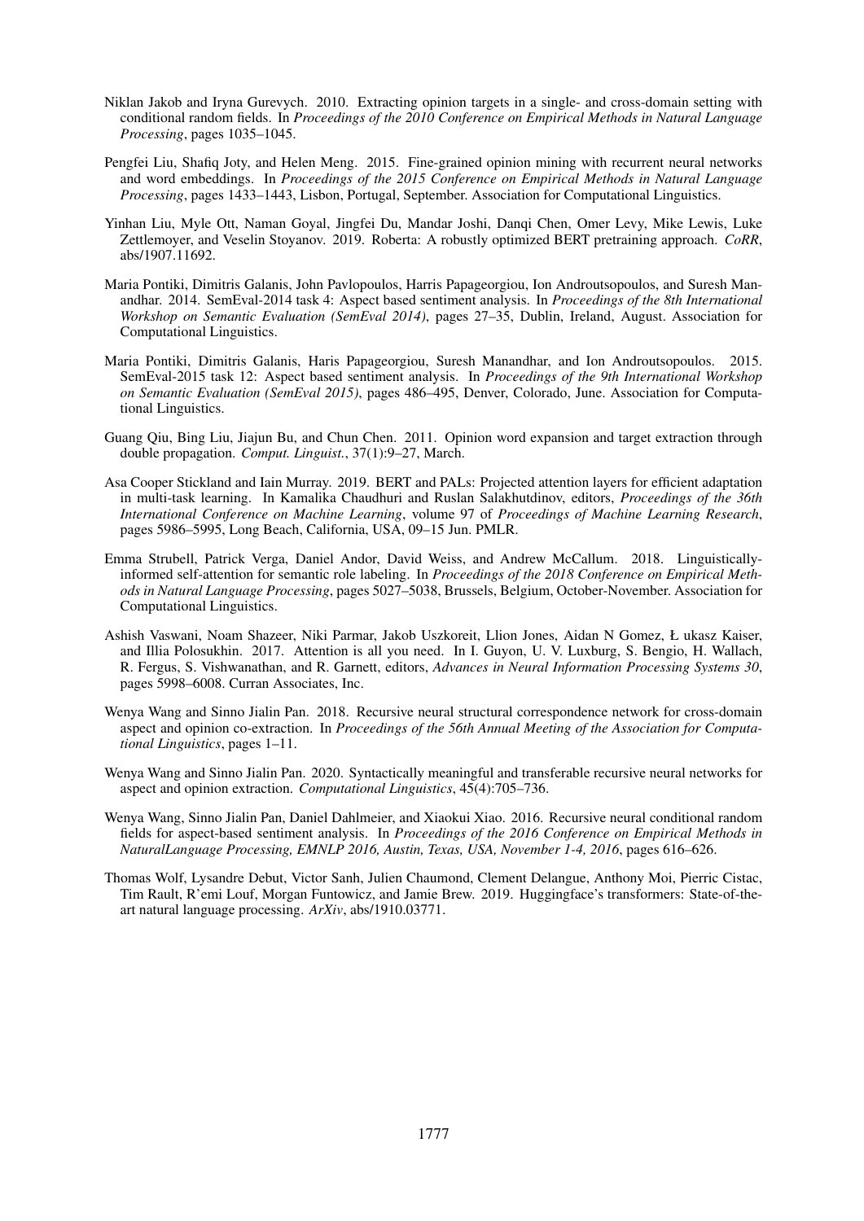Niklan Jakob and Iryna Gurevych. 2010. Extracting opinion targets in a single- and cross-domain setting with conditional random fields. In *Proceedings of the 2010 Conference on Empirical Methods in Natural Language Processing*, pages 1035–1045.

Pengfei Liu, Shafiq Joty, and Helen Meng. 2015. Fine-grained opinion mining with recurrent neural networks and word embeddings. In *Proceedings of the 2015 Conference on Empirical Methods in Natural Language Processing*, pages 1433–1443, Lisbon, Portugal, September. Association for Computational Linguistics.

Yinhan Liu, Myle Ott, Naman Goyal, Jingfei Du, Mandar Joshi, Danqi Chen, Omer Levy, Mike Lewis, Luke Zettlemoyer, and Veselin Stoyanov. 2019. Roberta: A robustly optimized BERT pretraining approach. *CoRR*, abs/1907.11692.

Maria Pontiki, Dimitris Galanis, John Pavlopoulos, Harris Papageorgiou, Ion Androutsopoulos, and Suresh Manandhar. 2014. SemEval-2014 task 4: Aspect based sentiment analysis. In *Proceedings of the 8th International Workshop on Semantic Evaluation (SemEval 2014)*, pages 27–35, Dublin, Ireland, August. Association for Computational Linguistics.

Maria Pontiki, Dimitris Galanis, Haris Papageorgiou, Suresh Manandhar, and Ion Androutsopoulos. 2015. SemEval-2015 task 12: Aspect based sentiment analysis. In *Proceedings of the 9th International Workshop on Semantic Evaluation (SemEval 2015)*, pages 486–495, Denver, Colorado, June. Association for Computational Linguistics.

Guang Qiu, Bing Liu, Jiajun Bu, and Chun Chen. 2011. Opinion word expansion and target extraction through double propagation. *Comput. Linguist.*, 37(1):9–27, March.

Asa Cooper Stickland and Iain Murray. 2019. BERT and PALs: Projected attention layers for efficient adaptation in multi-task learning. In Kamalika Chaudhuri and Ruslan Salakhutdinov, editors, *Proceedings of the 36th International Conference on Machine Learning*, volume 97 of *Proceedings of Machine Learning Research*, pages 5986–5995, Long Beach, California, USA, 09–15 Jun. PMLR.

Emma Strubell, Patrick Verga, Daniel Andor, David Weiss, and Andrew McCallum. 2018. Linguistically-informed self-attention for semantic role labeling. In *Proceedings of the 2018 Conference on Empirical Methods in Natural Language Processing*, pages 5027–5038, Brussels, Belgium, October-November. Association for Computational Linguistics.

Ashish Vaswani, Noam Shazeer, Niki Parmar, Jakob Uszkoreit, Llion Jones, Aidan N Gomez, Ł ukasz Kaiser, and Illia Polosukhin. 2017. Attention is all you need. In I. Guyon, U. V. Luxburg, S. Bengio, H. Wallach, R. Fergus, S. Vishwanathan, and R. Garnett, editors, *Advances in Neural Information Processing Systems 30*, pages 5998–6008. Curran Associates, Inc.

Wenya Wang and Sinno Jialin Pan. 2018. Recursive neural structural correspondence network for cross-domain aspect and opinion co-extraction. In *Proceedings of the 56th Annual Meeting of the Association for Computational Linguistics*, pages 1–11.

Wenya Wang and Sinno Jialin Pan. 2020. Syntactically meaningful and transferable recursive neural networks for aspect and opinion extraction. *Computational Linguistics*, 45(4):705–736.

Wenya Wang, Sinno Jialin Pan, Daniel Dahlmeier, and Xiaokui Xiao. 2016. Recursive neural conditional random fields for aspect-based sentiment analysis. In *Proceedings of the 2016 Conference on Empirical Methods in NaturalLanguage Processing, EMNLP 2016, Austin, Texas, USA, November 1-4, 2016*, pages 616–626.

Thomas Wolf, Lysandre Debut, Victor Sanh, Julien Chaumond, Clement Delangue, Anthony Moi, Pierric Cistac, Tim Rault, R'emi Louf, Morgan Funtowicz, and Jamie Brew. 2019. Huggingface's transformers: State-of-the-art natural language processing. *ArXiv*, abs/1910.03771.